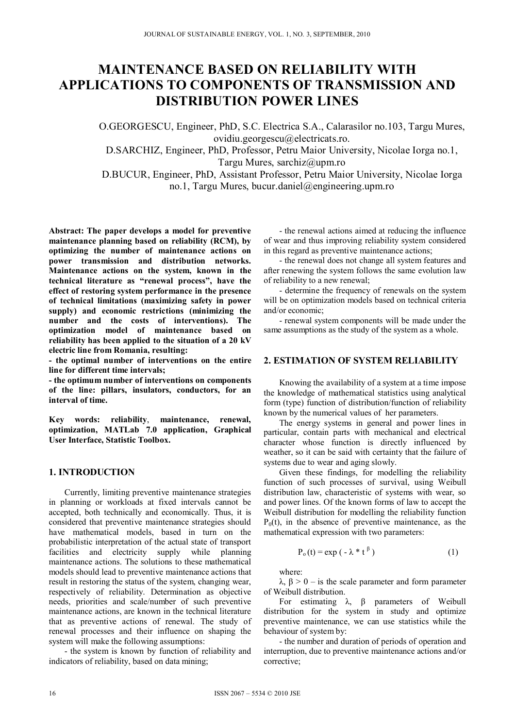# MAINTENANCE BASED ON RELIABILITY WITH APPLICATIONS TO COMPONENTS OF TRANSMISSION AND DISTRIBUTION POWER LINES

O.GEORGESCU, Engineer, PhD, S.C. Electrica S.A., Calarasilor no.103, Targu Mures, ovidiu.georgescu@electricats.ro.

D.SARCHIZ, Engineer, PhD, Professor, Petru Maior University, Nicolae Iorga no.1, Targu Mures, sarchiz@upm.ro

D.BUCUR, Engineer, PhD, Assistant Professor, Petru Maior University, Nicolae Iorga no.1, Targu Mures, bucur.daniel@engineering.upm.ro

**Abstract: The paper develops a model for preventive maintenance planning based on reliability (RCM), by optimizing the number of maintenance actions on power transmission and distribution networks. Maintenance actions on the system, known in the technical literature as "renewal process", have the effect of restoring system performance in the presence of technical limitations (maximizing safety in power supply) and economic restrictions (minimizing the number and the costs of interventions). The optimization model of maintenance based on reliability has been applied to the situation of a 20 kV electric line from Romania, resulting:**

**- the optimal number of interventions on the entire line for different time intervals;**

**- the optimum number of interventions on components of the line: pillars, insulators, conductors, for an interval of time.**

**Key words: reliability, maintenance, renewal, optimization, MATLab 7.0 application, Graphical User Interface, Statistic Toolbox.**

## 1. INTRODUCTION

Currently, limiting preventive maintenance strategies in planning or workloads at fixed intervals cannot be accepted, both technically and economically. Thus, it is considered that preventive maintenance strategies should have mathematical models, based in turn on the probabilistic interpretation of the actual state of transport facilities and electricity supply while planning maintenance actions. The solutions to these mathematical models should lead to preventive maintenance actions that result in restoring the status of the system, changing wear, respectively of reliability. Determination as objective needs, priorities and scale/number of such preventive maintenance actions, are known in the technical literature that as preventive actions of renewal. The study of renewal processes and their influence on shaping the system will make the following assumptions:

- the system is known by function of reliability and indicators of reliability, based on data mining;
- the renewal actions aimed at reducing the influence of wear and thus improving reliability system considered in this regard as preventive maintenance actions;
- the renewal does not change all system features and after renewing the system follows the same evolution law of reliability to a new renewal;
- determine the frequency of renewals on the system will be on optimization models based on technical criteria and/or economic;
- renewal system components will be made under the same assumptions as the study of the system as a whole.

## 2. ESTIMATION OF SYSTEM RELIABILITY

Knowing the availability of a system at a time impose the knowledge of mathematical statistics using analytical form (type) function of distribution/function of reliability known by the numerical values of her parameters.

The energy systems in general and power lines in particular, contain parts with mechanical and electrical character whose function is directly influenced by weather, so it can be said with certainty that the failure of systems due to wear and aging slowly.

Given these findings, for modelling the reliability function of such processes of survival, using Weibull distribution law, characteristic of systems with wear, so and power lines. Of the known forms of law to accept the Weibull distribution for modelling the reliability function $P_0(t)$, in the absence of preventive maintenance, as the mathematical expression with two parameters:

$$P_o(t) = \exp(-\lambda * t^{\beta}) \qquad (1)$$

where:

$\lambda$, $\beta > 0$ – is the scale parameter and form parameter of Weibull distribution.

For estimating $\lambda$, $\beta$ parameters of Weibull distribution for the system in study and optimize preventive maintenance, we can use statistics while the behaviour of system by:

- the number and duration of periods of operation and interruption, due to preventive maintenance actions and/or corrective;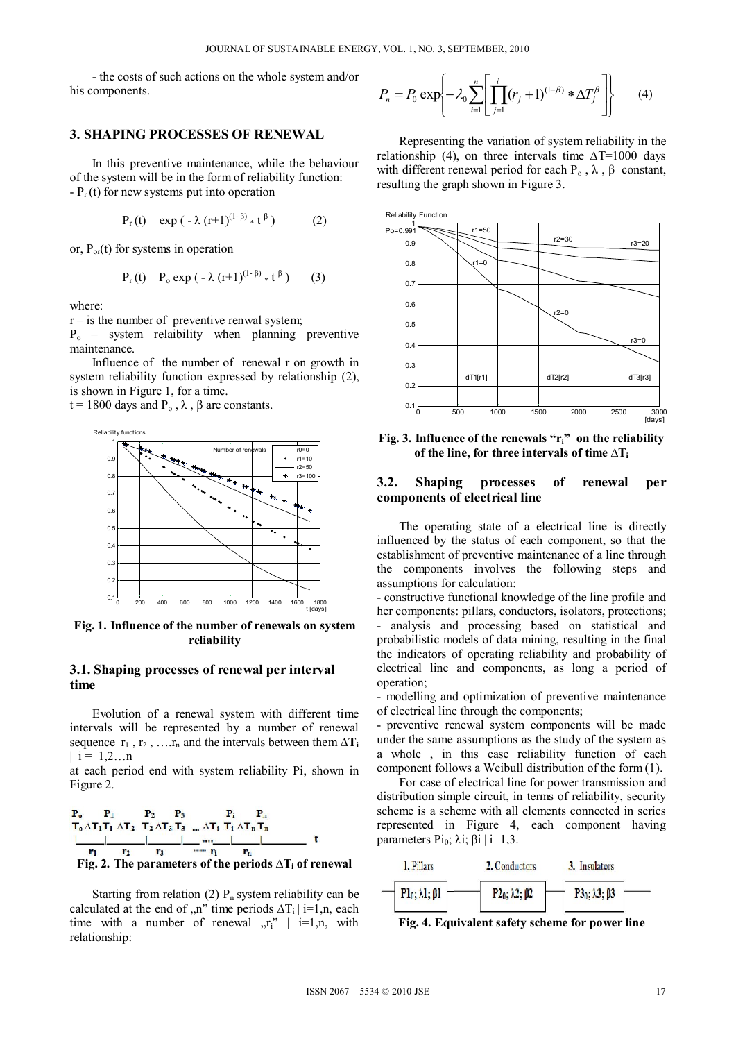- the costs of such actions on the whole system and/or his components.

## 3. SHAPING PROCESSES OF RENEWAL

In this preventive maintenance, while the behaviour of the system will be in the form of reliability function:
- $P_r(t)$ for new systems put into operation

$$P_r(t) = \exp(-\lambda (r+1)^{(1-\beta)} * t^{\beta}) \qquad (2)$$

or, $P_{or}(t)$ for systems in operation

$$P_r(t) = P_o \exp(-\lambda (r+1)^{(1-\beta)} * t^{\beta}) \qquad (3)$$

where:
r – is the number of preventive renwal system;
$P_o$ – system relaibility when planning preventive maintenance.

Influence of the number of renewal r on growth in system reliability function expressed by relationship (2), is shown in Figure 1, for a time.
t = 1800 days and $P_o$, $\lambda$, $\beta$ are constants.

**Fig. 1. Influence of the number of renewals on system reliability**

### 3.1. Shaping processes of renewal per interval time

Evolution of a renewal system with different time intervals will be represented by a number of renewal sequence $r_1, r_2, \ldots r_n$ and the intervals between them $\Delta T_i$ | i = 1,2…n
at each period end with system reliability Pi, shown in Figure 2.

**Fig. 2. The parameters of the periods $\Delta T_i$ of renewal**

Starting from relation (2) $P_n$ system reliability can be calculated at the end of „n" time periods $\Delta T_i$ | i=1,n, each time with a number of renewal „$r_i$" | i=1,n, with relationship:

$$P_n = P_0 \exp\left\{-\lambda_0 \sum_{i=1}^{n}\left[\prod_{j=1}^{i}(r_j+1)^{(1-\beta)} * \Delta T_j^{\beta}\right]\right\} \qquad (4)$$

Representing the variation of system reliability in the relationship (4), on three intervals time $\Delta T$=1000 days with different renewal period for each $P_o$, $\lambda$, $\beta$ constant, resulting the graph shown in Figure 3.

**Fig. 3. Influence of the renewals "$r_i$" on the reliability of the line, for three intervals of time $\Delta T_i$**

### 3.2. Shaping processes of renewal per components of electrical line

The operating state of a electrical line is directly influenced by the status of each component, so that the establishment of preventive maintenance of a line through the components involves the following steps and assumptions for calculation:
- constructive functional knowledge of the line profile and her components: pillars, conductors, isolators, protections;
- analysis and processing based on statistical and probabilistic models of data mining, resulting in the final the indicators of operating reliability and probability of electrical line and components, as long a period of operation;
- modelling and optimization of preventive maintenance of electrical line through the components;
- preventive renewal system components will be made under the same assumptions as the study of the system as a whole , in this case reliability function of each component follows a Weibull distribution of the form (1).

For case of electrical line for power transmission and distribution simple circuit, in terms of reliability, security scheme is a scheme with all elements connected in series represented in Figure 4, each component having parameters $Pi_0$; $\lambda i$; $\beta i$ | i=1,3.

**Fig. 4. Equivalent safety scheme for power line**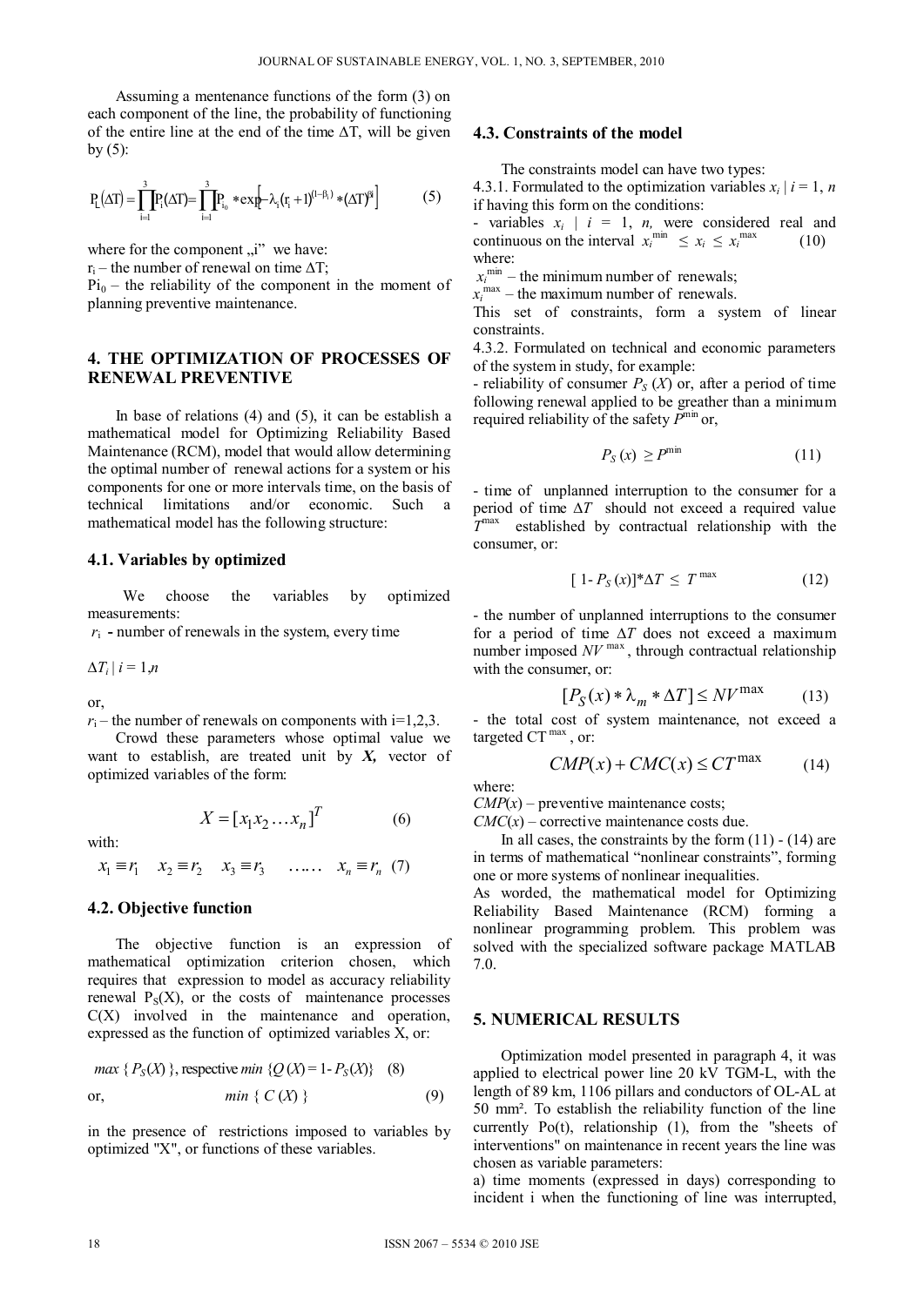Assuming a mentenance functions of the form (3) on each component of the line, the probability of functioning of the entire line at the end of the time $\Delta T$, will be given by (5):

$$P_L(\Delta T) = \prod_{i=1}^{3} P_i(\Delta T) = \prod_{i=1}^{3} P_{i_0} * \exp\left[-\lambda_i (r_i + 1)^{(1-\beta_i)} * (\Delta T)^{\beta_i}\right] \quad (5)$$

where for the component „i" we have:

$r_i$ – the number of renewal on time $\Delta T$;

$Pi_0$ – the reliability of the component in the moment of planning preventive maintenance.

## 4. THE OPTIMIZATION OF PROCESSES OF RENEWAL PREVENTIVE

In base of relations (4) and (5), it can be establish a mathematical model for Optimizing Reliability Based Maintenance (RCM), model that would allow determining the optimal number of renewal actions for a system or his components for one or more intervals time, on the basis of technical limitations and/or economic. Such a mathematical model has the following structure:

### 4.1. Variables by optimized

We choose the variables by optimized measurements:

$r_i$ - number of renewals in the system, every time

$\Delta T_i \mid i = 1,n$

or,

$r_i$ – the number of renewals on components with i=1,2,3.

Crowd these parameters whose optimal value we want to establish, are treated unit by ***X***, vector of optimized variables of the form:

$$X = [x_1 x_2 \ldots x_n]^T \quad (6)$$

with:

$$x_1 \equiv r_1 \quad x_2 \equiv r_2 \quad x_3 \equiv r_3 \quad \ldots\ldots \quad x_n \equiv r_n \quad (7)$$

### 4.2. Objective function

The objective function is an expression of mathematical optimization criterion chosen, which requires that expression to model as accuracy reliability renewal $P_S(X)$, or the costs of maintenance processes $C(X)$ involved in the maintenance and operation, expressed as the function of optimized variables X, or:

$$max\ \{ P_S(X) \}, \text{respective } min\ \{Q(X) = 1 - P_S(X)\} \quad (8)$$

or,

$$min\ \{ C(X) \} \quad (9)$$

in the presence of restrictions imposed to variables by optimized "X", or functions of these variables.

### 4.3. Constraints of the model

The constraints model can have two types:

4.3.1. Formulated to the optimization variables $x_i \mid i = 1, n$ if having this form on the conditions:

- variables $x_i \mid i = 1, n,$ were considered real and continuous on the interval $x_i^{min} \leq x_i \leq x_i^{max}$ (10)

where:

$x_i^{min}$ – the minimum number of renewals;

$x_i^{max}$ – the maximum number of renewals.

This set of constraints, form a system of linear constraints.

4.3.2. Formulated on technical and economic parameters of the system in study, for example:

- reliability of consumer $P_S(X)$ or, after a period of time following renewal applied to be greather than a minimum required reliability of the safety $P^{min}$ or,

$$P_S(x) \geq P^{min} \quad (11)$$

- time of unplanned interruption to the consumer for a period of time $\Delta T$ should not exceed a required value $T^{max}$ established by contractual relationship with the consumer, or:

$$[1 - P_S(x)] * \Delta T \leq T^{max} \quad (12)$$

- the number of unplanned interruptions to the consumer for a period of time $\Delta T$ does not exceed a maximum number imposed $NV^{max}$, through contractual relationship with the consumer, or:

$$[P_S(x) * \lambda_m * \Delta T] \leq NV^{max} \quad (13)$$

- the total cost of system maintenance, not exceed a targeted $CT^{max}$, or:

$$CMP(x) + CMC(x) \leq CT^{max} \quad (14)$$

where:

$CMP(x)$ – preventive maintenance costs;

$CMC(x)$ – corrective maintenance costs due.

In all cases, the constraints by the form (11) - (14) are in terms of mathematical "nonlinear constraints", forming one or more systems of nonlinear inequalities.

As worded, the mathematical model for Optimizing Reliability Based Maintenance (RCM) forming a nonlinear programming problem. This problem was solved with the specialized software package MATLAB 7.0.

## 5. NUMERICAL RESULTS

Optimization model presented in paragraph 4, it was applied to electrical power line 20 kV TGM-L, with the length of 89 km, 1106 pillars and conductors of OL-AL at 50 mm². To establish the reliability function of the line currently Po(t), relationship (1), from the "sheets of interventions" on maintenance in recent years the line was chosen as variable parameters:

a) time moments (expressed in days) corresponding to incident i when the functioning of line was interrupted,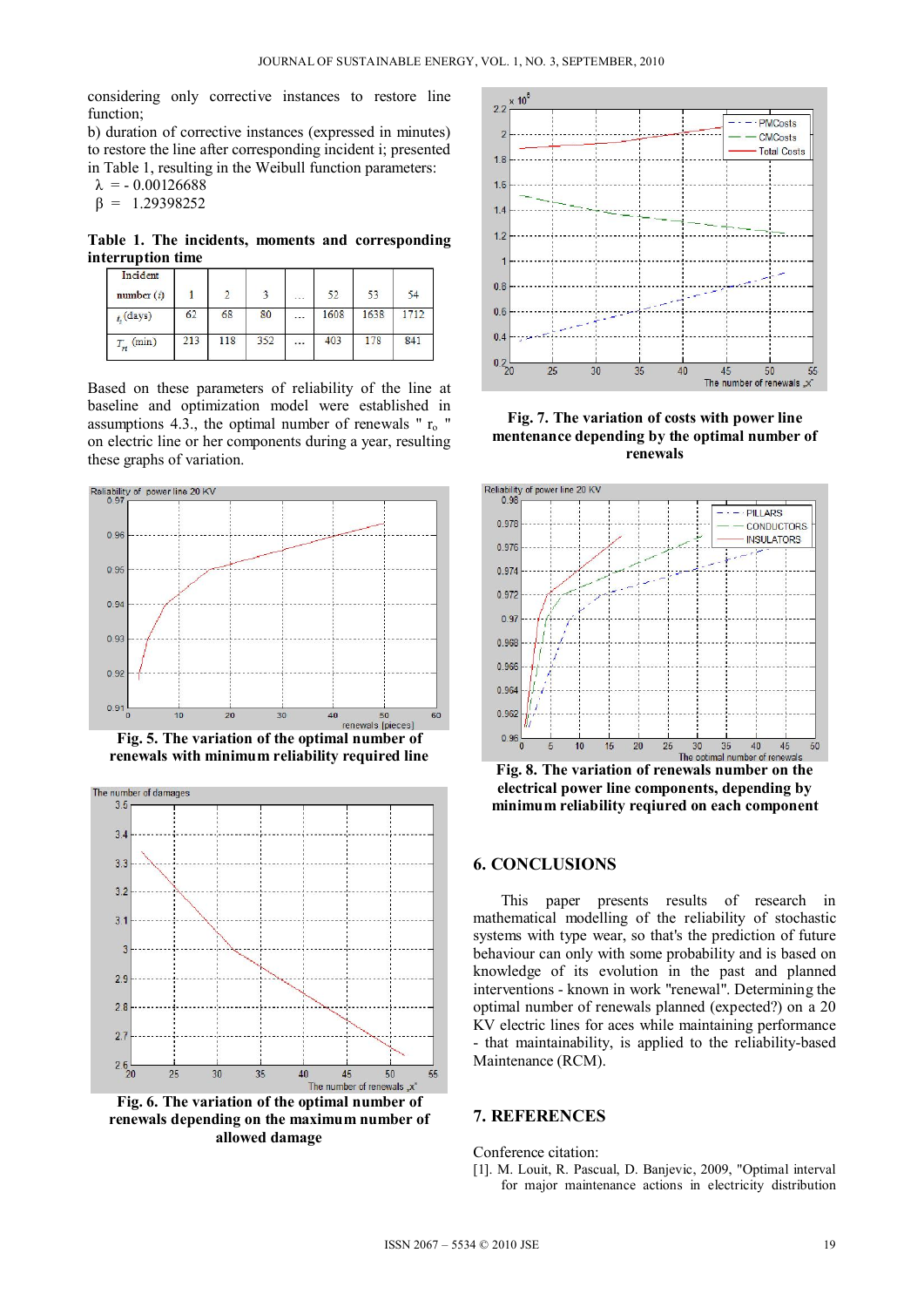considering only corrective instances to restore line function;

b) duration of corrective instances (expressed in minutes) to restore the line after corresponding incident i; presented in Table 1, resulting in the Weibull function parameters:

$\lambda$ = - 0.00126688

$\beta$ = 1.29398252

**Table 1. The incidents, moments and corresponding interruption time**

| Incident number ($i$) | 1 | 2 | 3 | ... | 52 | 53 | 54 |
|---|---|---|---|---|---|---|---|
| $t_i$ (days) | 62 | 68 | 80 | ... | 1608 | 1638 | 1712 |
| $T_{ri}$ (min) | 213 | 118 | 352 | ... | 403 | 178 | 841 |

Based on these parameters of reliability of the line at baseline and optimization model were established in assumptions 4.3., the optimal number of renewals " $r_o$ " on electric line or her components during a year, resulting these graphs of variation.

**Fig. 5. The variation of the optimal number of renewals with minimum reliability required line**

**Fig. 6. The variation of the optimal number of renewals depending on the maximum number of allowed damage**

**Fig. 7. The variation of costs with power line mentenance depending by the optimal number of renewals**

**Fig. 8. The variation of renewals number on the electrical power line components, depending by minimum reliability reqiured on each component**

## 6. CONCLUSIONS

This paper presents results of research in mathematical modelling of the reliability of stochastic systems with type wear, so that's the prediction of future behaviour can only with some probability and is based on knowledge of its evolution in the past and planned interventions - known in work "renewal". Determining the optimal number of renewals planned (expected?) on a 20 KV electric lines for aces while maintaining performance - that maintainability, is applied to the reliability-based Maintenance (RCM).

## 7. REFERENCES

Conference citation:

[1]. M. Louit, R. Pascual, D. Banjevic, 2009, "Optimal interval for major maintenance actions in electricity distribution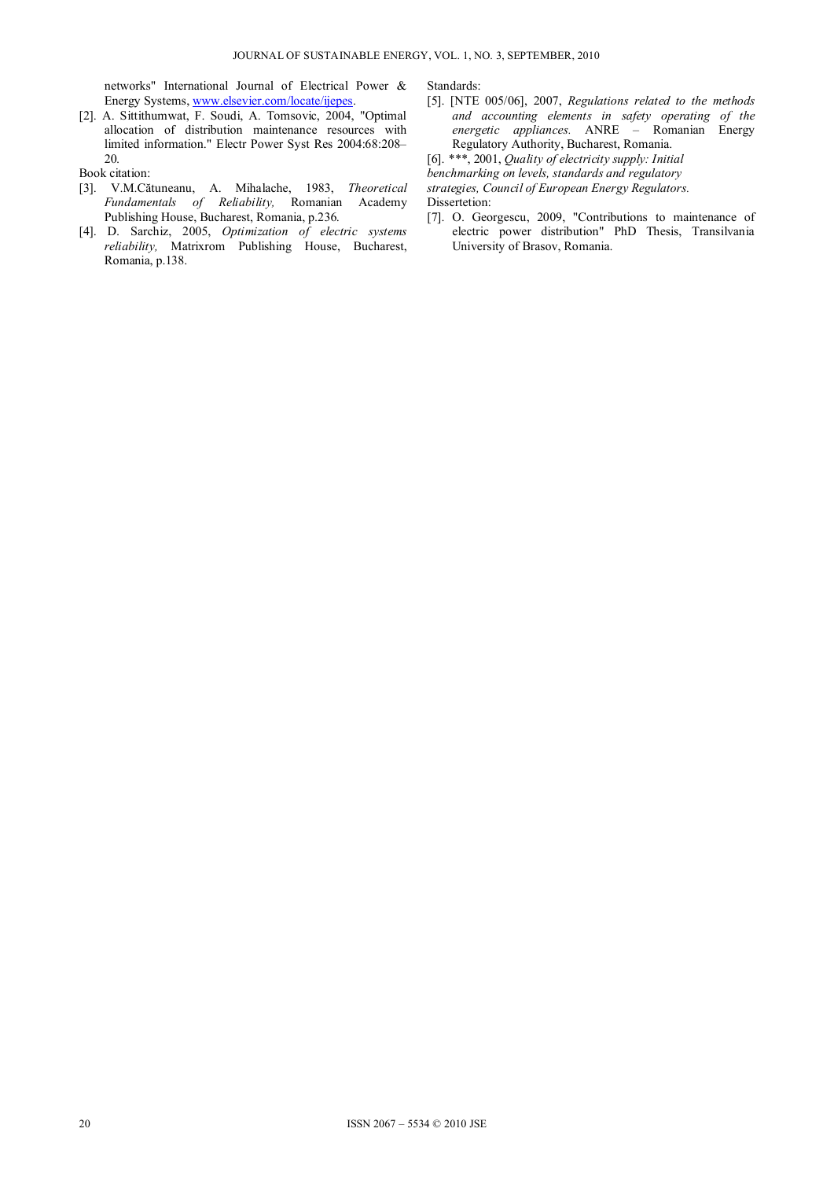networks" International Journal of Electrical Power & Energy Systems, www.elsevier.com/locate/ijepes.

[2]. A. Sittithumwat, F. Soudi, A. Tomsovic, 2004, "Optimal allocation of distribution maintenance resources with limited information." Electr Power Syst Res 2004:68:208–20.

Book citation:

[3]. V.M.Cătuneanu, A. Mihalache, 1983, *Theoretical Fundamentals of Reliability,* Romanian Academy Publishing House, Bucharest, Romania, p.236.

[4]. D. Sarchiz, 2005, *Optimization of electric systems reliability,* Matrixrom Publishing House, Bucharest, Romania, p.138.

Standards:

[5]. [NTE 005/06], 2007, *Regulations related to the methods and accounting elements in safety operating of the energetic appliances.* ANRE – Romanian Energy Regulatory Authority, Bucharest, Romania.

[6]. ***, 2001, *Quality of electricity supply: Initial benchmarking on levels, standards and regulatory strategies, Council of European Energy Regulators.*

Dissertetion:

[7]. O. Georgescu, 2009, "Contributions to maintenance of electric power distribution" PhD Thesis, Transilvania University of Brasov, Romania.